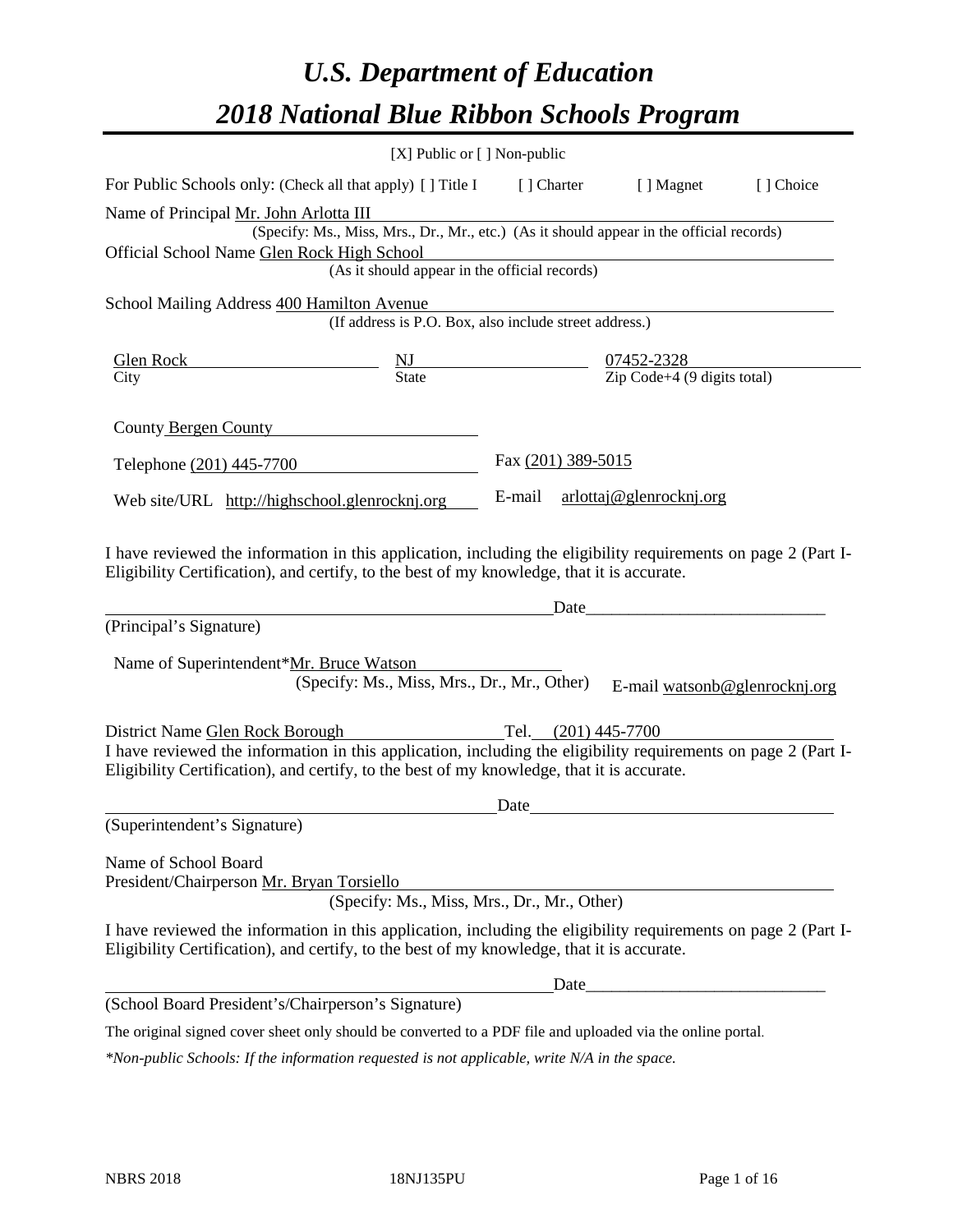# *U.S. Department of Education*

# *2018 National Blue Ribbon Schools Program*

[X] Public or [ ] Non-public

For Public Schools only: (Check all that apply) [ ] Title I [ ] Charter [ ] Magnet [ ] Choice

Name of Principal Mr. John Arlotta III

(Specify: Ms., Miss, Mrs., Dr., Mr., etc.) (As it should appear in the official records)

Official School Name Glen Rock High School

(As it should appear in the official records)

School Mailing Address 400 Hamilton Avenue

(If address is P.O. Box, also include street address.)

| Glen Rock | NJ | 07452-2328 |
|---|---|---|
| City | State | Zip Code+4 (9 digits total) |

County Bergen County

Telephone (201) 445-7700 Fax (201) 389-5015

Web site/URL http://highschool.glenrocknj.org E-mail arlottaj@glenrocknj.org

I have reviewed the information in this application, including the eligibility requirements on page 2 (Part I-Eligibility Certification), and certify, to the best of my knowledge, that it is accurate.

_______________________________________ Date_____________________

(Principal's Signature)

Name of Superintendent*Mr. Bruce Watson

(Specify: Ms., Miss, Mrs., Dr., Mr., Other) E-mail watsonb@glenrocknj.org

District Name Glen Rock Borough Tel. (201) 445-7700

I have reviewed the information in this application, including the eligibility requirements on page 2 (Part I-Eligibility Certification), and certify, to the best of my knowledge, that it is accurate.

_______________________________________ Date_____________________

(Superintendent's Signature)

Name of School Board
President/Chairperson Mr. Bryan Torsiello

(Specify: Ms., Miss, Mrs., Dr., Mr., Other)

I have reviewed the information in this application, including the eligibility requirements on page 2 (Part I-Eligibility Certification), and certify, to the best of my knowledge, that it is accurate.

_______________________________________ Date_____________________

(School Board President's/Chairperson's Signature)

The original signed cover sheet only should be converted to a PDF file and uploaded via the online portal.

*\*Non-public Schools: If the information requested is not applicable, write N/A in the space.*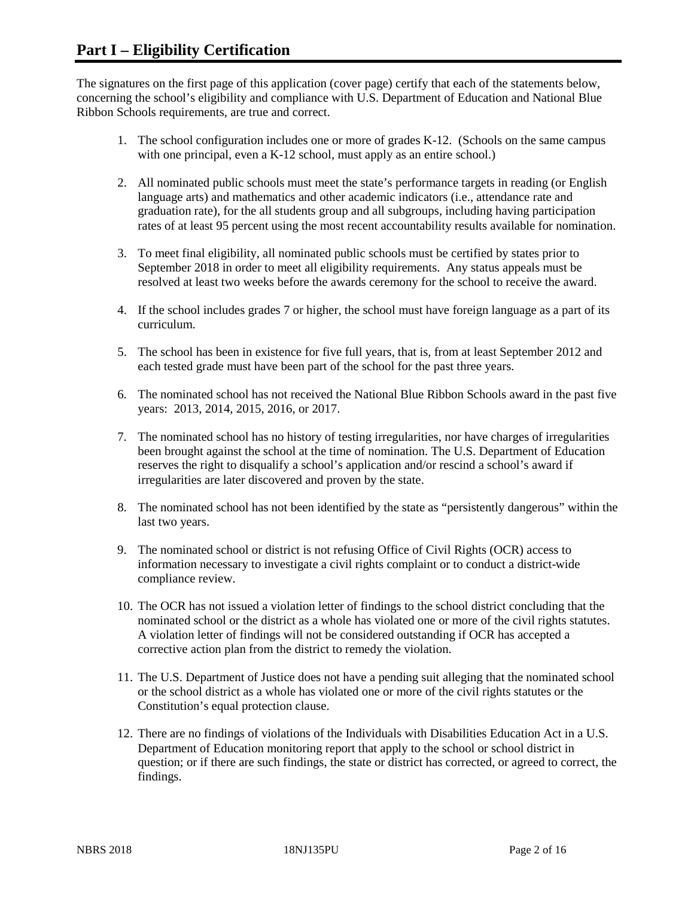# Part I – Eligibility Certification

The signatures on the first page of this application (cover page) certify that each of the statements below, concerning the school's eligibility and compliance with U.S. Department of Education and National Blue Ribbon Schools requirements, are true and correct.

1. The school configuration includes one or more of grades K-12. (Schools on the same campus with one principal, even a K-12 school, must apply as an entire school.)

2. All nominated public schools must meet the state's performance targets in reading (or English language arts) and mathematics and other academic indicators (i.e., attendance rate and graduation rate), for the all students group and all subgroups, including having participation rates of at least 95 percent using the most recent accountability results available for nomination.

3. To meet final eligibility, all nominated public schools must be certified by states prior to September 2018 in order to meet all eligibility requirements. Any status appeals must be resolved at least two weeks before the awards ceremony for the school to receive the award.

4. If the school includes grades 7 or higher, the school must have foreign language as a part of its curriculum.

5. The school has been in existence for five full years, that is, from at least September 2012 and each tested grade must have been part of the school for the past three years.

6. The nominated school has not received the National Blue Ribbon Schools award in the past five years: 2013, 2014, 2015, 2016, or 2017.

7. The nominated school has no history of testing irregularities, nor have charges of irregularities been brought against the school at the time of nomination. The U.S. Department of Education reserves the right to disqualify a school's application and/or rescind a school's award if irregularities are later discovered and proven by the state.

8. The nominated school has not been identified by the state as "persistently dangerous" within the last two years.

9. The nominated school or district is not refusing Office of Civil Rights (OCR) access to information necessary to investigate a civil rights complaint or to conduct a district-wide compliance review.

10. The OCR has not issued a violation letter of findings to the school district concluding that the nominated school or the district as a whole has violated one or more of the civil rights statutes. A violation letter of findings will not be considered outstanding if OCR has accepted a corrective action plan from the district to remedy the violation.

11. The U.S. Department of Justice does not have a pending suit alleging that the nominated school or the school district as a whole has violated one or more of the civil rights statutes or the Constitution's equal protection clause.

12. There are no findings of violations of the Individuals with Disabilities Education Act in a U.S. Department of Education monitoring report that apply to the school or school district in question; or if there are such findings, the state or district has corrected, or agreed to correct, the findings.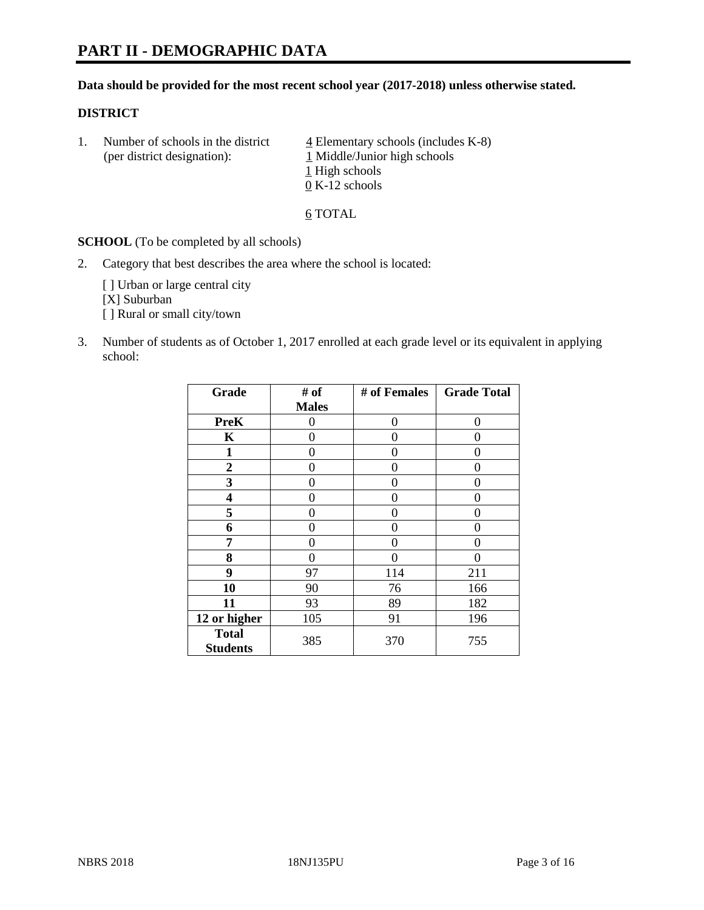# PART II - DEMOGRAPHIC DATA

**Data should be provided for the most recent school year (2017-2018) unless otherwise stated.**

## DISTRICT

1. Number of schools in the district (per district designation):
   - 4 Elementary schools (includes K-8)
   - 1 Middle/Junior high schools
   - 1 High schools
   - 0 K-12 schools

   6 TOTAL

**SCHOOL** (To be completed by all schools)

2. Category that best describes the area where the school is located:

   [ ] Urban or large central city
   [X] Suburban
   [ ] Rural or small city/town

3. Number of students as of October 1, 2017 enrolled at each grade level or its equivalent in applying school:

| Grade | # of Males | # of Females | Grade Total |
|---|---|---|---|
| **PreK** | 0 | 0 | 0 |
| **K** | 0 | 0 | 0 |
| **1** | 0 | 0 | 0 |
| **2** | 0 | 0 | 0 |
| **3** | 0 | 0 | 0 |
| **4** | 0 | 0 | 0 |
| **5** | 0 | 0 | 0 |
| **6** | 0 | 0 | 0 |
| **7** | 0 | 0 | 0 |
| **8** | 0 | 0 | 0 |
| **9** | 97 | 114 | 211 |
| **10** | 90 | 76 | 166 |
| **11** | 93 | 89 | 182 |
| **12 or higher** | 105 | 91 | 196 |
| **Total Students** | 385 | 370 | 755 |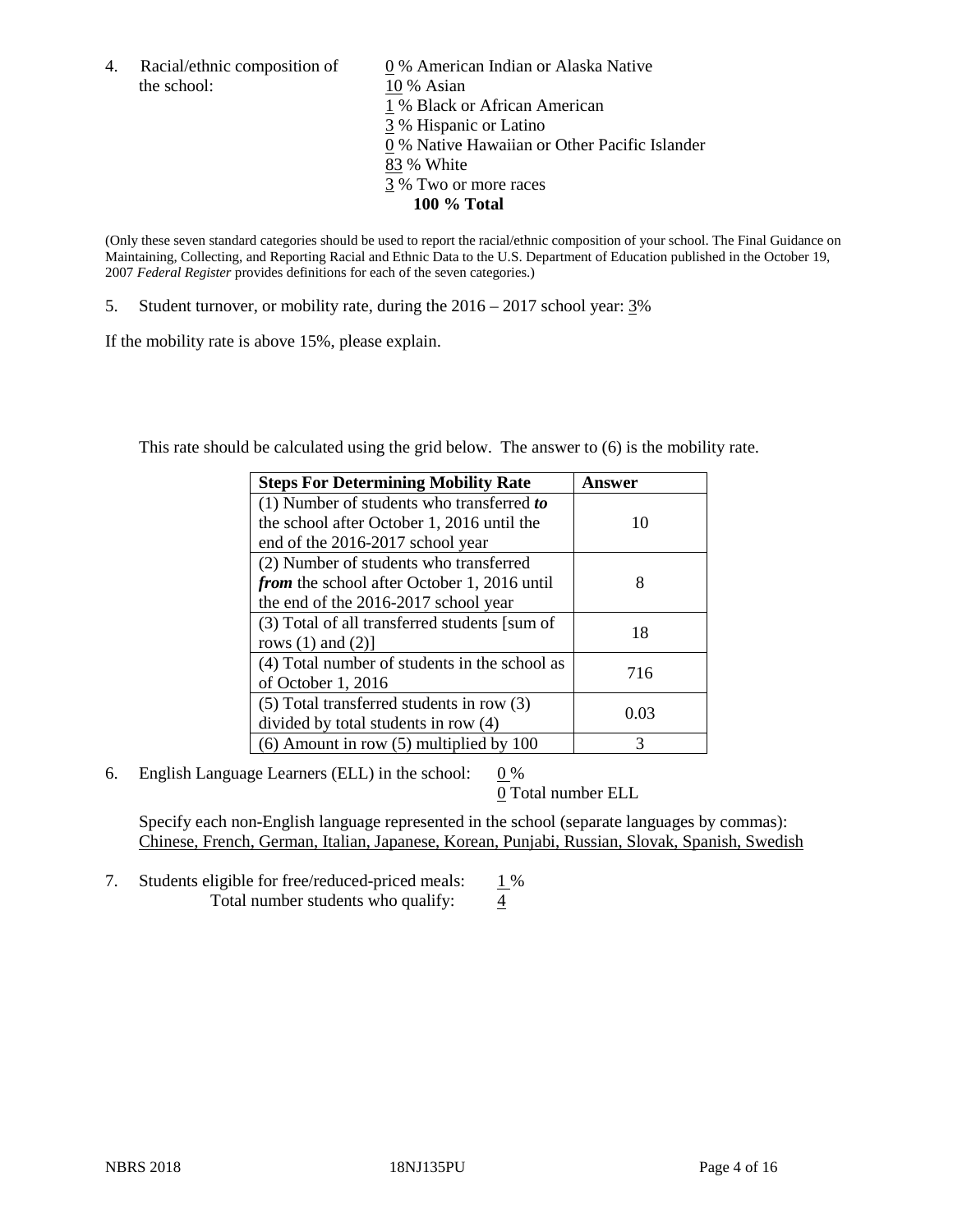4. Racial/ethnic composition of the school:

0 % American Indian or Alaska Native
10 % Asian
1 % Black or African American
3 % Hispanic or Latino
0 % Native Hawaiian or Other Pacific Islander
83 % White
3 % Two or more races
**100 % Total**

(Only these seven standard categories should be used to report the racial/ethnic composition of your school. The Final Guidance on Maintaining, Collecting, and Reporting Racial and Ethnic Data to the U.S. Department of Education published in the October 19, 2007 *Federal Register* provides definitions for each of the seven categories.)

5. Student turnover, or mobility rate, during the 2016 – 2017 school year: 3%

If the mobility rate is above 15%, please explain.

This rate should be calculated using the grid below. The answer to (6) is the mobility rate.

| **Steps For Determining Mobility Rate** | **Answer** |
|---|---|
| (1) Number of students who transferred ***to*** the school after October 1, 2016 until the end of the 2016-2017 school year | 10 |
| (2) Number of students who transferred ***from*** the school after October 1, 2016 until the end of the 2016-2017 school year | 8 |
| (3) Total of all transferred students [sum of rows (1) and (2)] | 18 |
| (4) Total number of students in the school as of October 1, 2016 | 716 |
| (5) Total transferred students in row (3) divided by total students in row (4) | 0.03 |
| (6) Amount in row (5) multiplied by 100 | 3 |

6. English Language Learners (ELL) in the school: 0 %
0 Total number ELL

Specify each non-English language represented in the school (separate languages by commas):
Chinese, French, German, Italian, Japanese, Korean, Punjabi, Russian, Slovak, Spanish, Swedish

7. Students eligible for free/reduced-priced meals: 1 %
Total number students who qualify: 4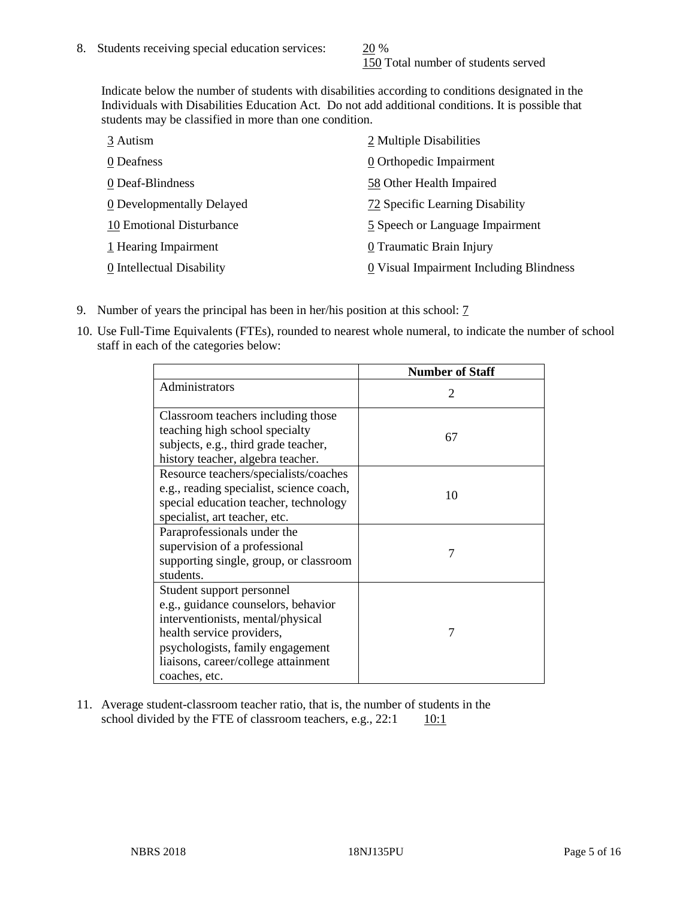8. Students receiving special education services: 20 %
   150 Total number of students served

   Indicate below the number of students with disabilities according to conditions designated in the Individuals with Disabilities Education Act. Do not add additional conditions. It is possible that students may be classified in more than one condition.

   3 Autism
   0 Deafness
   0 Deaf-Blindness
   0 Developmentally Delayed
   10 Emotional Disturbance
   1 Hearing Impairment
   0 Intellectual Disability
   2 Multiple Disabilities
   0 Orthopedic Impairment
   58 Other Health Impaired
   72 Specific Learning Disability
   5 Speech or Language Impairment
   0 Traumatic Brain Injury
   0 Visual Impairment Including Blindness

9. Number of years the principal has been in her/his position at this school: 7

10. Use Full-Time Equivalents (FTEs), rounded to nearest whole numeral, to indicate the number of school staff in each of the categories below:

| | Number of Staff |
|---|---|
| Administrators | 2 |
| Classroom teachers including those teaching high school specialty subjects, e.g., third grade teacher, history teacher, algebra teacher. | 67 |
| Resource teachers/specialists/coaches e.g., reading specialist, science coach, special education teacher, technology specialist, art teacher, etc. | 10 |
| Paraprofessionals under the supervision of a professional supporting single, group, or classroom students. | 7 |
| Student support personnel e.g., guidance counselors, behavior interventionists, mental/physical health service providers, psychologists, family engagement liaisons, career/college attainment coaches, etc. | 7 |

11. Average student-classroom teacher ratio, that is, the number of students in the school divided by the FTE of classroom teachers, e.g., 22:1 10:1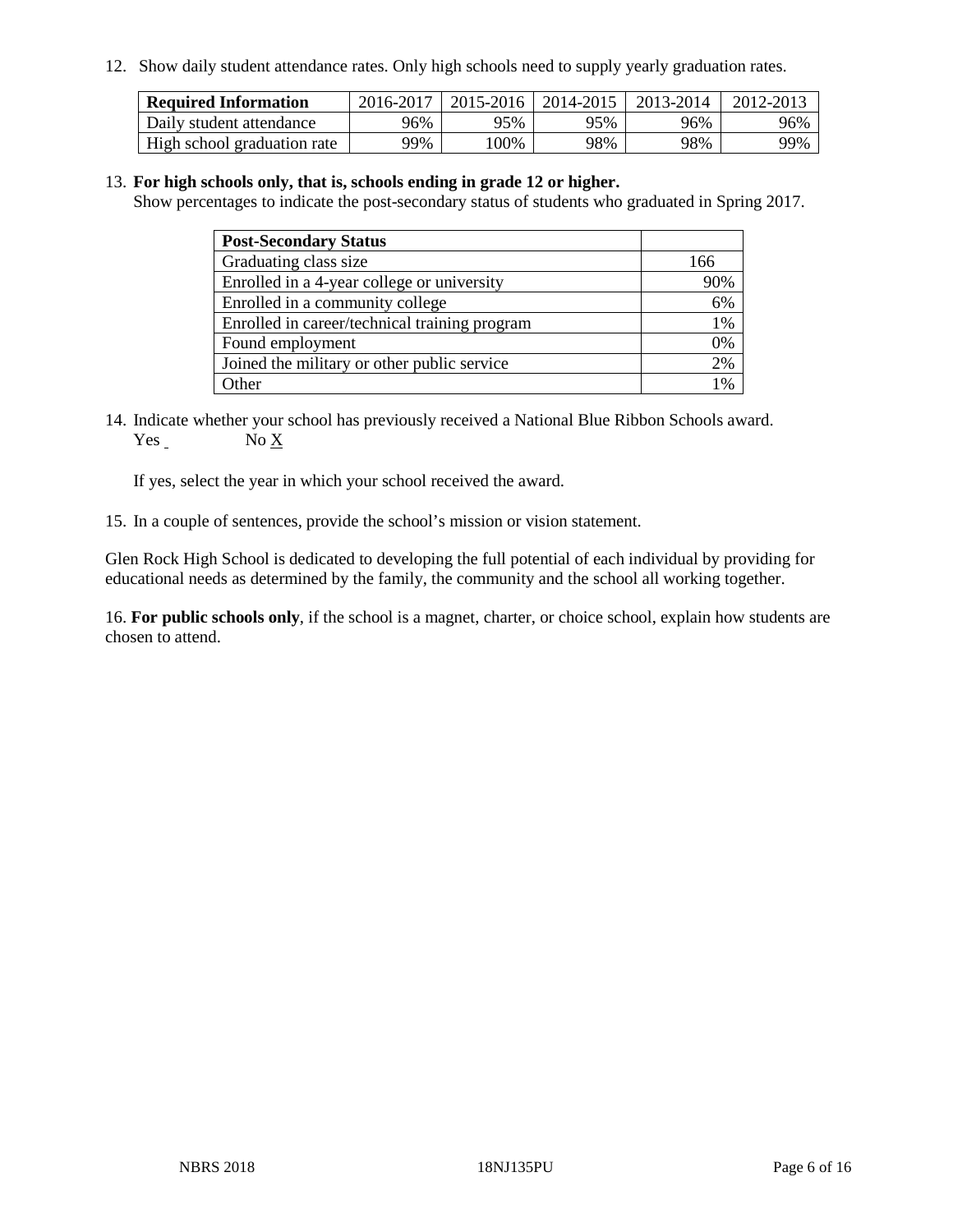12. Show daily student attendance rates. Only high schools need to supply yearly graduation rates.

| Required Information | 2016-2017 | 2015-2016 | 2014-2015 | 2013-2014 | 2012-2013 |
|---|---|---|---|---|---|
| Daily student attendance | 96% | 95% | 95% | 96% | 96% |
| High school graduation rate | 99% | 100% | 98% | 98% | 99% |

13. **For high schools only, that is, schools ending in grade 12 or higher.**
Show percentages to indicate the post-secondary status of students who graduated in Spring 2017.

| Post-Secondary Status | |
|---|---|
| Graduating class size | 166 |
| Enrolled in a 4-year college or university | 90% |
| Enrolled in a community college | 6% |
| Enrolled in career/technical training program | 1% |
| Found employment | 0% |
| Joined the military or other public service | 2% |
| Other | 1% |

14. Indicate whether your school has previously received a National Blue Ribbon Schools award.
Yes ___ No X

If yes, select the year in which your school received the award.

15. In a couple of sentences, provide the school's mission or vision statement.

Glen Rock High School is dedicated to developing the full potential of each individual by providing for educational needs as determined by the family, the community and the school all working together.

16. **For public schools only**, if the school is a magnet, charter, or choice school, explain how students are chosen to attend.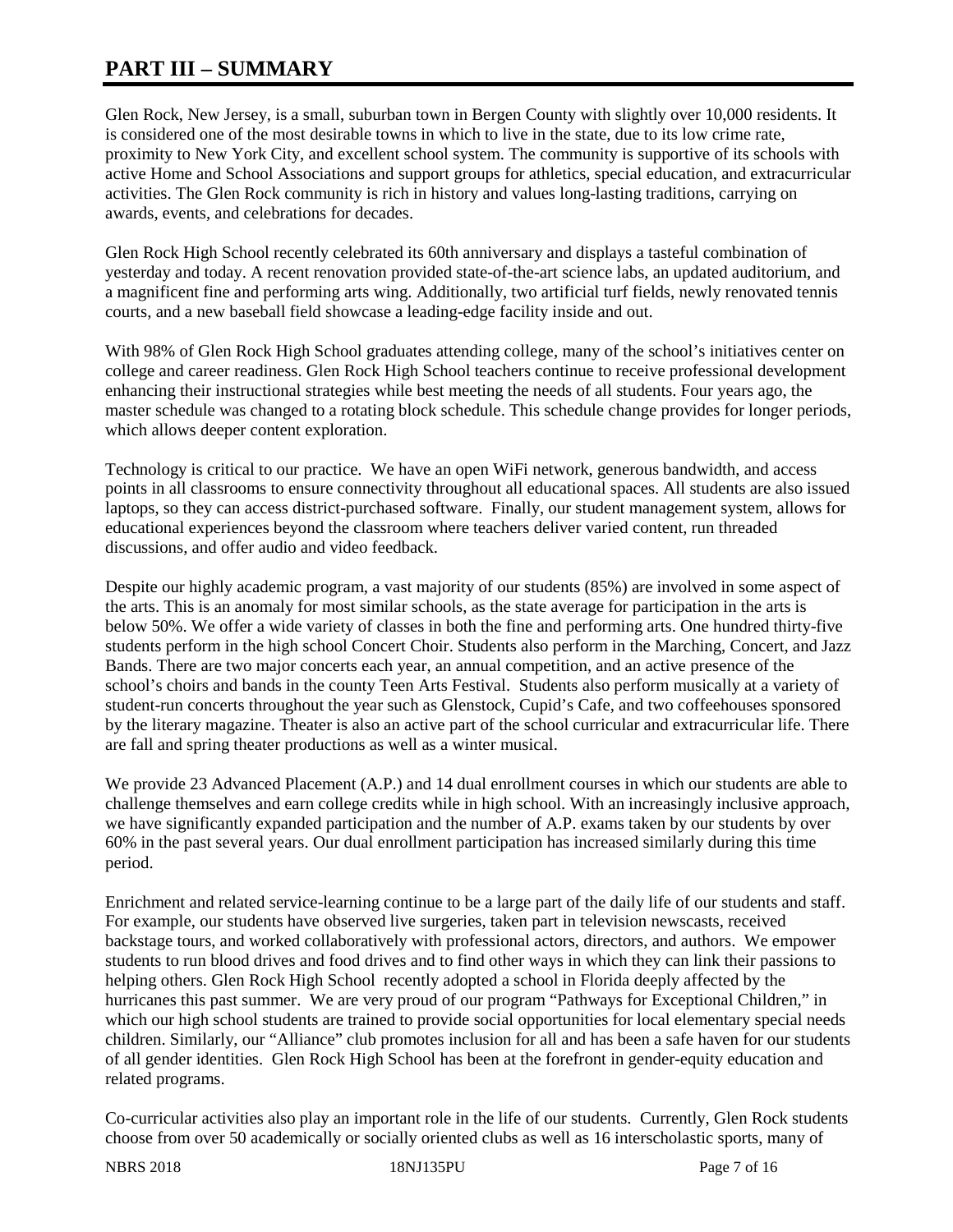# PART III – SUMMARY

Glen Rock, New Jersey, is a small, suburban town in Bergen County with slightly over 10,000 residents. It is considered one of the most desirable towns in which to live in the state, due to its low crime rate, proximity to New York City, and excellent school system. The community is supportive of its schools with active Home and School Associations and support groups for athletics, special education, and extracurricular activities. The Glen Rock community is rich in history and values long-lasting traditions, carrying on awards, events, and celebrations for decades.

Glen Rock High School recently celebrated its 60th anniversary and displays a tasteful combination of yesterday and today. A recent renovation provided state-of-the-art science labs, an updated auditorium, and a magnificent fine and performing arts wing. Additionally, two artificial turf fields, newly renovated tennis courts, and a new baseball field showcase a leading-edge facility inside and out.

With 98% of Glen Rock High School graduates attending college, many of the school's initiatives center on college and career readiness. Glen Rock High School teachers continue to receive professional development enhancing their instructional strategies while best meeting the needs of all students. Four years ago, the master schedule was changed to a rotating block schedule. This schedule change provides for longer periods, which allows deeper content exploration.

Technology is critical to our practice. We have an open WiFi network, generous bandwidth, and access points in all classrooms to ensure connectivity throughout all educational spaces. All students are also issued laptops, so they can access district-purchased software. Finally, our student management system, allows for educational experiences beyond the classroom where teachers deliver varied content, run threaded discussions, and offer audio and video feedback.

Despite our highly academic program, a vast majority of our students (85%) are involved in some aspect of the arts. This is an anomaly for most similar schools, as the state average for participation in the arts is below 50%. We offer a wide variety of classes in both the fine and performing arts. One hundred thirty-five students perform in the high school Concert Choir. Students also perform in the Marching, Concert, and Jazz Bands. There are two major concerts each year, an annual competition, and an active presence of the school's choirs and bands in the county Teen Arts Festival. Students also perform musically at a variety of student-run concerts throughout the year such as Glenstock, Cupid's Cafe, and two coffeehouses sponsored by the literary magazine. Theater is also an active part of the school curricular and extracurricular life. There are fall and spring theater productions as well as a winter musical.

We provide 23 Advanced Placement (A.P.) and 14 dual enrollment courses in which our students are able to challenge themselves and earn college credits while in high school. With an increasingly inclusive approach, we have significantly expanded participation and the number of A.P. exams taken by our students by over 60% in the past several years. Our dual enrollment participation has increased similarly during this time period.

Enrichment and related service-learning continue to be a large part of the daily life of our students and staff. For example, our students have observed live surgeries, taken part in television newscasts, received backstage tours, and worked collaboratively with professional actors, directors, and authors. We empower students to run blood drives and food drives and to find other ways in which they can link their passions to helping others. Glen Rock High School recently adopted a school in Florida deeply affected by the hurricanes this past summer. We are very proud of our program "Pathways for Exceptional Children," in which our high school students are trained to provide social opportunities for local elementary special needs children. Similarly, our "Alliance" club promotes inclusion for all and has been a safe haven for our students of all gender identities. Glen Rock High School has been at the forefront in gender-equity education and related programs.

Co-curricular activities also play an important role in the life of our students. Currently, Glen Rock students choose from over 50 academically or socially oriented clubs as well as 16 interscholastic sports, many of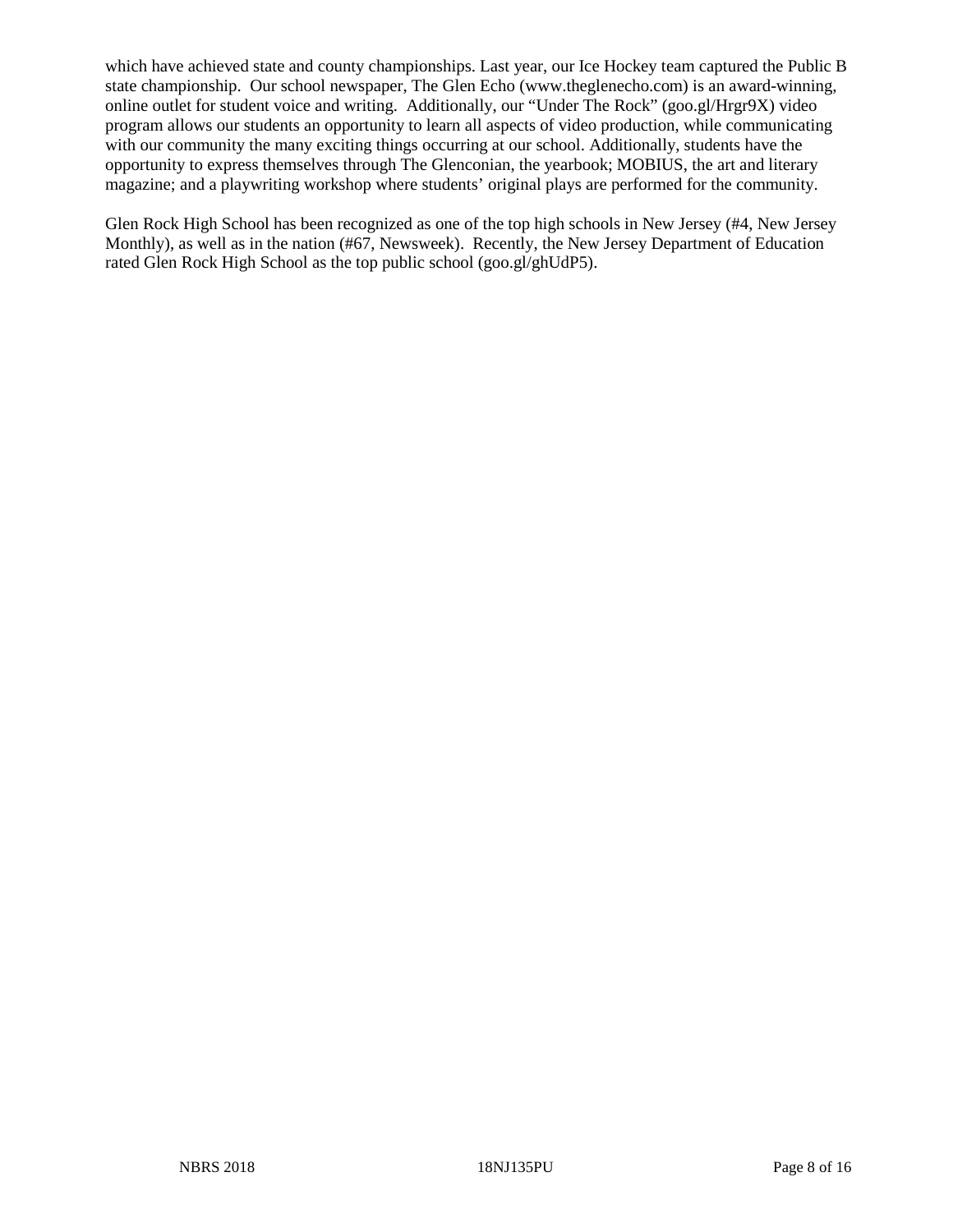which have achieved state and county championships. Last year, our Ice Hockey team captured the Public B state championship. Our school newspaper, The Glen Echo (www.theglenecho.com) is an award-winning, online outlet for student voice and writing. Additionally, our "Under The Rock" (goo.gl/Hrgr9X) video program allows our students an opportunity to learn all aspects of video production, while communicating with our community the many exciting things occurring at our school. Additionally, students have the opportunity to express themselves through The Glenconian, the yearbook; MOBIUS, the art and literary magazine; and a playwriting workshop where students' original plays are performed for the community.

Glen Rock High School has been recognized as one of the top high schools in New Jersey (#4, New Jersey Monthly), as well as in the nation (#67, Newsweek). Recently, the New Jersey Department of Education rated Glen Rock High School as the top public school (goo.gl/ghUdP5).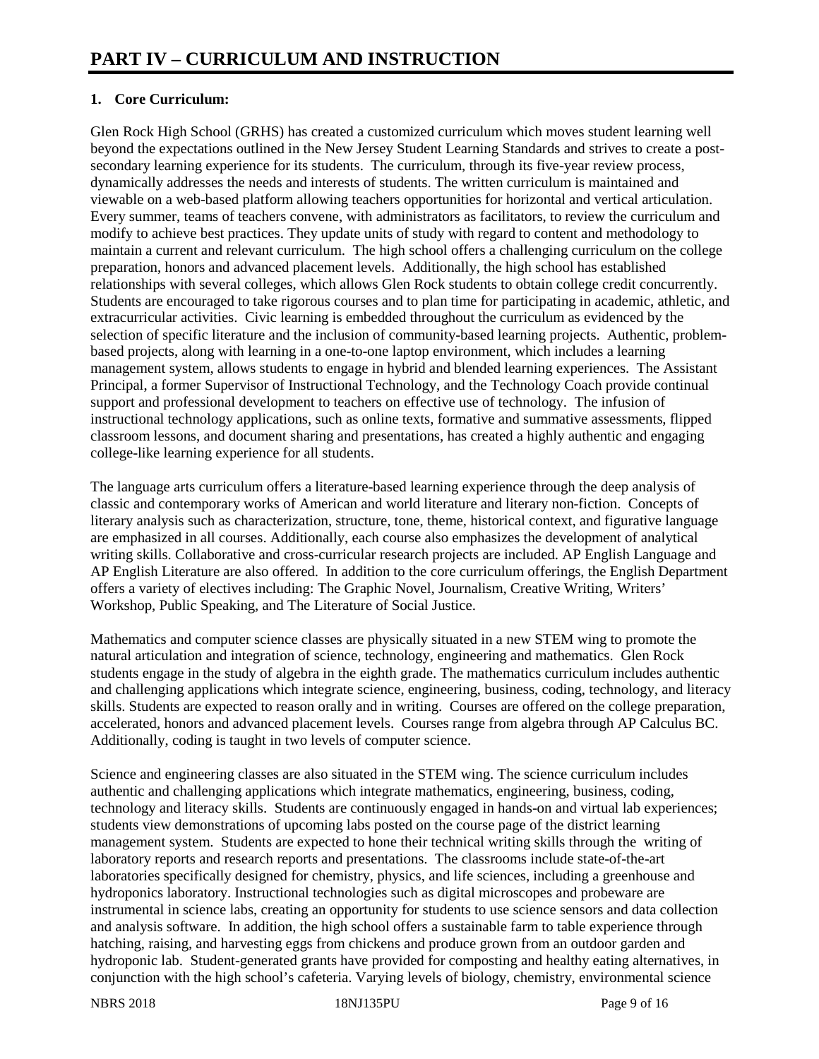# PART IV – CURRICULUM AND INSTRUCTION

## 1. Core Curriculum:

Glen Rock High School (GRHS) has created a customized curriculum which moves student learning well beyond the expectations outlined in the New Jersey Student Learning Standards and strives to create a post-secondary learning experience for its students. The curriculum, through its five-year review process, dynamically addresses the needs and interests of students. The written curriculum is maintained and viewable on a web-based platform allowing teachers opportunities for horizontal and vertical articulation. Every summer, teams of teachers convene, with administrators as facilitators, to review the curriculum and modify to achieve best practices. They update units of study with regard to content and methodology to maintain a current and relevant curriculum. The high school offers a challenging curriculum on the college preparation, honors and advanced placement levels. Additionally, the high school has established relationships with several colleges, which allows Glen Rock students to obtain college credit concurrently. Students are encouraged to take rigorous courses and to plan time for participating in academic, athletic, and extracurricular activities. Civic learning is embedded throughout the curriculum as evidenced by the selection of specific literature and the inclusion of community-based learning projects. Authentic, problem-based projects, along with learning in a one-to-one laptop environment, which includes a learning management system, allows students to engage in hybrid and blended learning experiences. The Assistant Principal, a former Supervisor of Instructional Technology, and the Technology Coach provide continual support and professional development to teachers on effective use of technology. The infusion of instructional technology applications, such as online texts, formative and summative assessments, flipped classroom lessons, and document sharing and presentations, has created a highly authentic and engaging college-like learning experience for all students.

The language arts curriculum offers a literature-based learning experience through the deep analysis of classic and contemporary works of American and world literature and literary non-fiction. Concepts of literary analysis such as characterization, structure, tone, theme, historical context, and figurative language are emphasized in all courses. Additionally, each course also emphasizes the development of analytical writing skills. Collaborative and cross-curricular research projects are included. AP English Language and AP English Literature are also offered. In addition to the core curriculum offerings, the English Department offers a variety of electives including: The Graphic Novel, Journalism, Creative Writing, Writers' Workshop, Public Speaking, and The Literature of Social Justice.

Mathematics and computer science classes are physically situated in a new STEM wing to promote the natural articulation and integration of science, technology, engineering and mathematics. Glen Rock students engage in the study of algebra in the eighth grade. The mathematics curriculum includes authentic and challenging applications which integrate science, engineering, business, coding, technology, and literacy skills. Students are expected to reason orally and in writing. Courses are offered on the college preparation, accelerated, honors and advanced placement levels. Courses range from algebra through AP Calculus BC. Additionally, coding is taught in two levels of computer science.

Science and engineering classes are also situated in the STEM wing. The science curriculum includes authentic and challenging applications which integrate mathematics, engineering, business, coding, technology and literacy skills. Students are continuously engaged in hands-on and virtual lab experiences; students view demonstrations of upcoming labs posted on the course page of the district learning management system. Students are expected to hone their technical writing skills through the writing of laboratory reports and research reports and presentations. The classrooms include state-of-the-art laboratories specifically designed for chemistry, physics, and life sciences, including a greenhouse and hydroponics laboratory. Instructional technologies such as digital microscopes and probeware are instrumental in science labs, creating an opportunity for students to use science sensors and data collection and analysis software. In addition, the high school offers a sustainable farm to table experience through hatching, raising, and harvesting eggs from chickens and produce grown from an outdoor garden and hydroponic lab. Student-generated grants have provided for composting and healthy eating alternatives, in conjunction with the high school's cafeteria. Varying levels of biology, chemistry, environmental science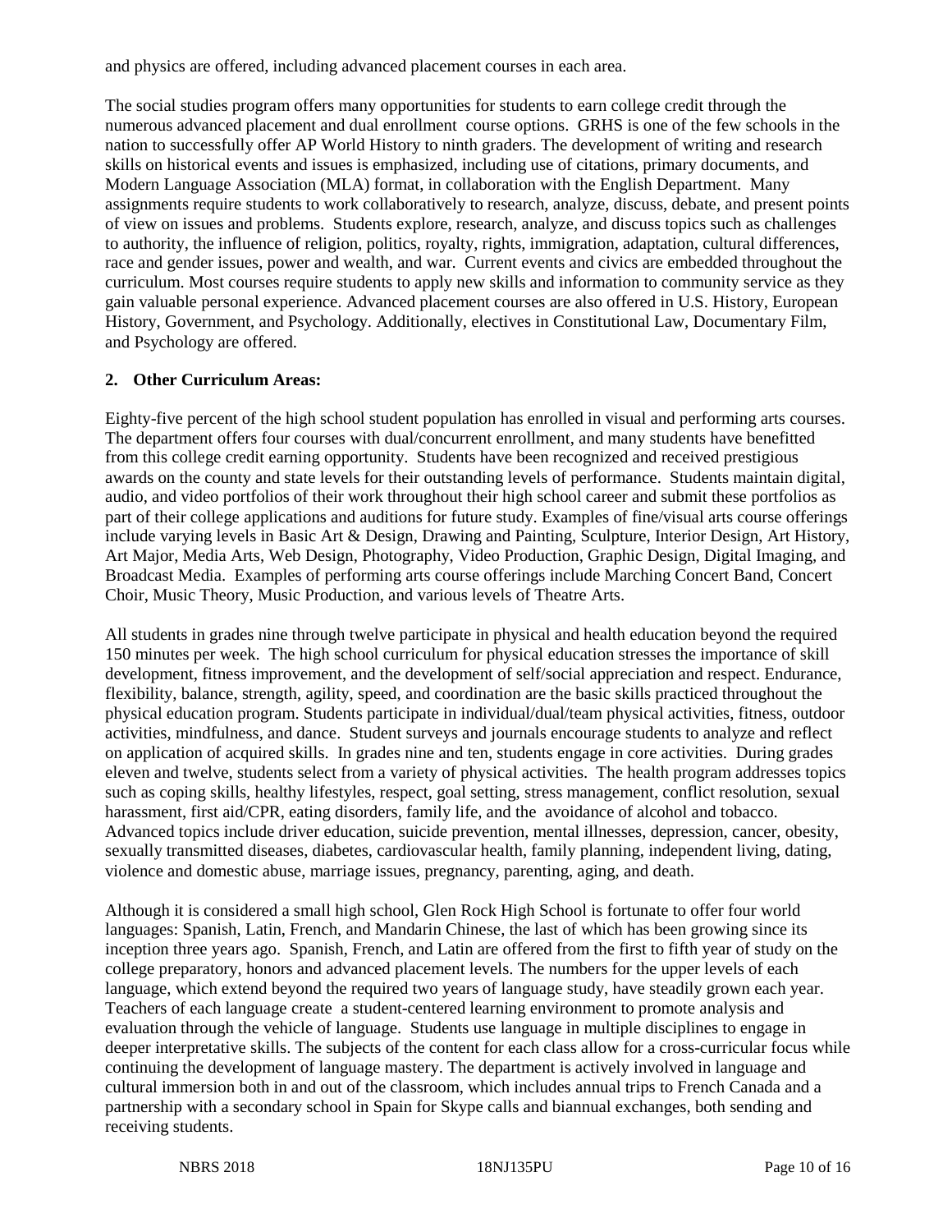and physics are offered, including advanced placement courses in each area.

The social studies program offers many opportunities for students to earn college credit through the numerous advanced placement and dual enrollment course options. GRHS is one of the few schools in the nation to successfully offer AP World History to ninth graders. The development of writing and research skills on historical events and issues is emphasized, including use of citations, primary documents, and Modern Language Association (MLA) format, in collaboration with the English Department. Many assignments require students to work collaboratively to research, analyze, discuss, debate, and present points of view on issues and problems. Students explore, research, analyze, and discuss topics such as challenges to authority, the influence of religion, politics, royalty, rights, immigration, adaptation, cultural differences, race and gender issues, power and wealth, and war. Current events and civics are embedded throughout the curriculum. Most courses require students to apply new skills and information to community service as they gain valuable personal experience. Advanced placement courses are also offered in U.S. History, European History, Government, and Psychology. Additionally, electives in Constitutional Law, Documentary Film, and Psychology are offered.

**2. Other Curriculum Areas:**

Eighty-five percent of the high school student population has enrolled in visual and performing arts courses. The department offers four courses with dual/concurrent enrollment, and many students have benefitted from this college credit earning opportunity. Students have been recognized and received prestigious awards on the county and state levels for their outstanding levels of performance. Students maintain digital, audio, and video portfolios of their work throughout their high school career and submit these portfolios as part of their college applications and auditions for future study. Examples of fine/visual arts course offerings include varying levels in Basic Art & Design, Drawing and Painting, Sculpture, Interior Design, Art History, Art Major, Media Arts, Web Design, Photography, Video Production, Graphic Design, Digital Imaging, and Broadcast Media. Examples of performing arts course offerings include Marching Concert Band, Concert Choir, Music Theory, Music Production, and various levels of Theatre Arts.

All students in grades nine through twelve participate in physical and health education beyond the required 150 minutes per week. The high school curriculum for physical education stresses the importance of skill development, fitness improvement, and the development of self/social appreciation and respect. Endurance, flexibility, balance, strength, agility, speed, and coordination are the basic skills practiced throughout the physical education program. Students participate in individual/dual/team physical activities, fitness, outdoor activities, mindfulness, and dance. Student surveys and journals encourage students to analyze and reflect on application of acquired skills. In grades nine and ten, students engage in core activities. During grades eleven and twelve, students select from a variety of physical activities. The health program addresses topics such as coping skills, healthy lifestyles, respect, goal setting, stress management, conflict resolution, sexual harassment, first aid/CPR, eating disorders, family life, and the avoidance of alcohol and tobacco. Advanced topics include driver education, suicide prevention, mental illnesses, depression, cancer, obesity, sexually transmitted diseases, diabetes, cardiovascular health, family planning, independent living, dating, violence and domestic abuse, marriage issues, pregnancy, parenting, aging, and death.

Although it is considered a small high school, Glen Rock High School is fortunate to offer four world languages: Spanish, Latin, French, and Mandarin Chinese, the last of which has been growing since its inception three years ago. Spanish, French, and Latin are offered from the first to fifth year of study on the college preparatory, honors and advanced placement levels. The numbers for the upper levels of each language, which extend beyond the required two years of language study, have steadily grown each year. Teachers of each language create a student-centered learning environment to promote analysis and evaluation through the vehicle of language. Students use language in multiple disciplines to engage in deeper interpretative skills. The subjects of the content for each class allow for a cross-curricular focus while continuing the development of language mastery. The department is actively involved in language and cultural immersion both in and out of the classroom, which includes annual trips to French Canada and a partnership with a secondary school in Spain for Skype calls and biannual exchanges, both sending and receiving students.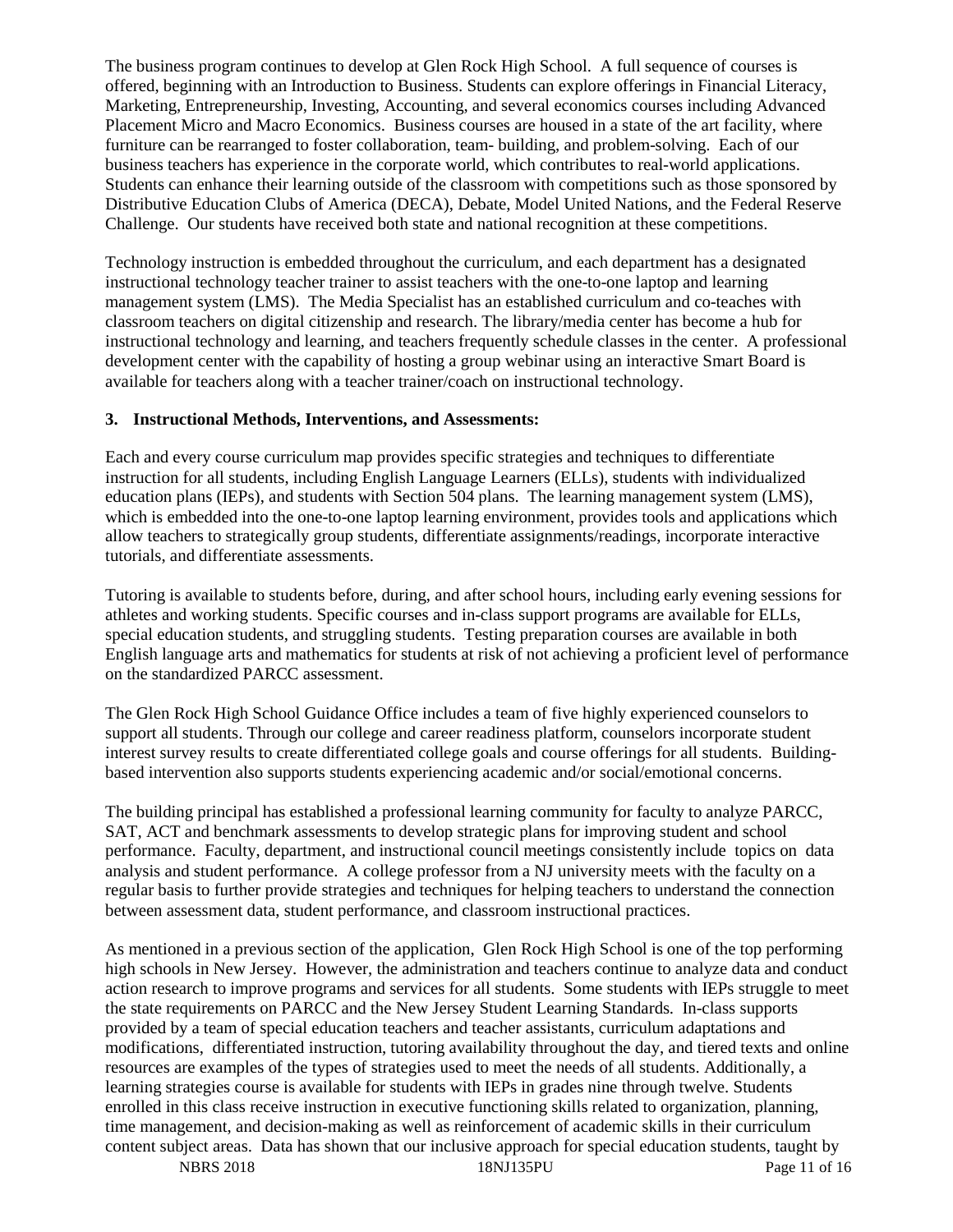The business program continues to develop at Glen Rock High School. A full sequence of courses is offered, beginning with an Introduction to Business. Students can explore offerings in Financial Literacy, Marketing, Entrepreneurship, Investing, Accounting, and several economics courses including Advanced Placement Micro and Macro Economics. Business courses are housed in a state of the art facility, where furniture can be rearranged to foster collaboration, team- building, and problem-solving. Each of our business teachers has experience in the corporate world, which contributes to real-world applications. Students can enhance their learning outside of the classroom with competitions such as those sponsored by Distributive Education Clubs of America (DECA), Debate, Model United Nations, and the Federal Reserve Challenge. Our students have received both state and national recognition at these competitions.

Technology instruction is embedded throughout the curriculum, and each department has a designated instructional technology teacher trainer to assist teachers with the one-to-one laptop and learning management system (LMS). The Media Specialist has an established curriculum and co-teaches with classroom teachers on digital citizenship and research. The library/media center has become a hub for instructional technology and learning, and teachers frequently schedule classes in the center. A professional development center with the capability of hosting a group webinar using an interactive Smart Board is available for teachers along with a teacher trainer/coach on instructional technology.

**3. Instructional Methods, Interventions, and Assessments:**

Each and every course curriculum map provides specific strategies and techniques to differentiate instruction for all students, including English Language Learners (ELLs), students with individualized education plans (IEPs), and students with Section 504 plans. The learning management system (LMS), which is embedded into the one-to-one laptop learning environment, provides tools and applications which allow teachers to strategically group students, differentiate assignments/readings, incorporate interactive tutorials, and differentiate assessments.

Tutoring is available to students before, during, and after school hours, including early evening sessions for athletes and working students. Specific courses and in-class support programs are available for ELLs, special education students, and struggling students. Testing preparation courses are available in both English language arts and mathematics for students at risk of not achieving a proficient level of performance on the standardized PARCC assessment.

The Glen Rock High School Guidance Office includes a team of five highly experienced counselors to support all students. Through our college and career readiness platform, counselors incorporate student interest survey results to create differentiated college goals and course offerings for all students. Building-based intervention also supports students experiencing academic and/or social/emotional concerns.

The building principal has established a professional learning community for faculty to analyze PARCC, SAT, ACT and benchmark assessments to develop strategic plans for improving student and school performance. Faculty, department, and instructional council meetings consistently include topics on data analysis and student performance. A college professor from a NJ university meets with the faculty on a regular basis to further provide strategies and techniques for helping teachers to understand the connection between assessment data, student performance, and classroom instructional practices.

As mentioned in a previous section of the application, Glen Rock High School is one of the top performing high schools in New Jersey. However, the administration and teachers continue to analyze data and conduct action research to improve programs and services for all students. Some students with IEPs struggle to meet the state requirements on PARCC and the New Jersey Student Learning Standards. In-class supports provided by a team of special education teachers and teacher assistants, curriculum adaptations and modifications, differentiated instruction, tutoring availability throughout the day, and tiered texts and online resources are examples of the types of strategies used to meet the needs of all students. Additionally, a learning strategies course is available for students with IEPs in grades nine through twelve. Students enrolled in this class receive instruction in executive functioning skills related to organization, planning, time management, and decision-making as well as reinforcement of academic skills in their curriculum content subject areas. Data has shown that our inclusive approach for special education students, taught by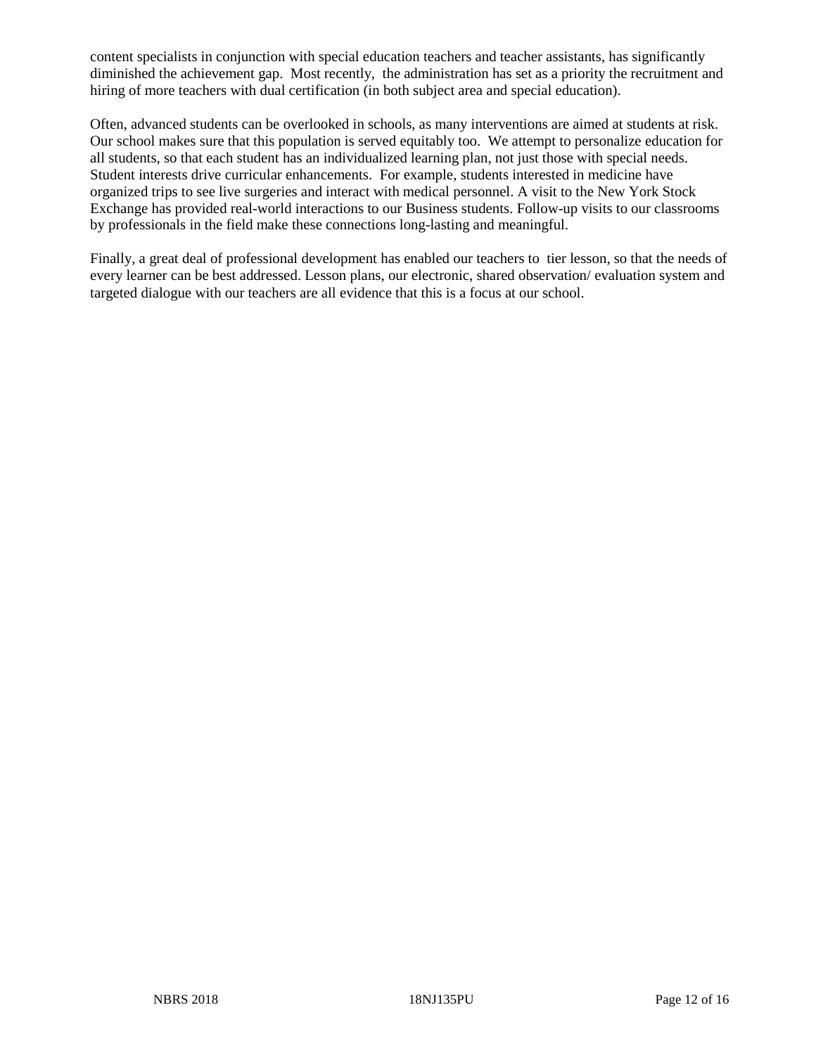content specialists in conjunction with special education teachers and teacher assistants, has significantly diminished the achievement gap. Most recently, the administration has set as a priority the recruitment and hiring of more teachers with dual certification (in both subject area and special education).

Often, advanced students can be overlooked in schools, as many interventions are aimed at students at risk. Our school makes sure that this population is served equitably too. We attempt to personalize education for all students, so that each student has an individualized learning plan, not just those with special needs. Student interests drive curricular enhancements. For example, students interested in medicine have organized trips to see live surgeries and interact with medical personnel. A visit to the New York Stock Exchange has provided real-world interactions to our Business students. Follow-up visits to our classrooms by professionals in the field make these connections long-lasting and meaningful.

Finally, a great deal of professional development has enabled our teachers to tier lesson, so that the needs of every learner can be best addressed. Lesson plans, our electronic, shared observation/ evaluation system and targeted dialogue with our teachers are all evidence that this is a focus at our school.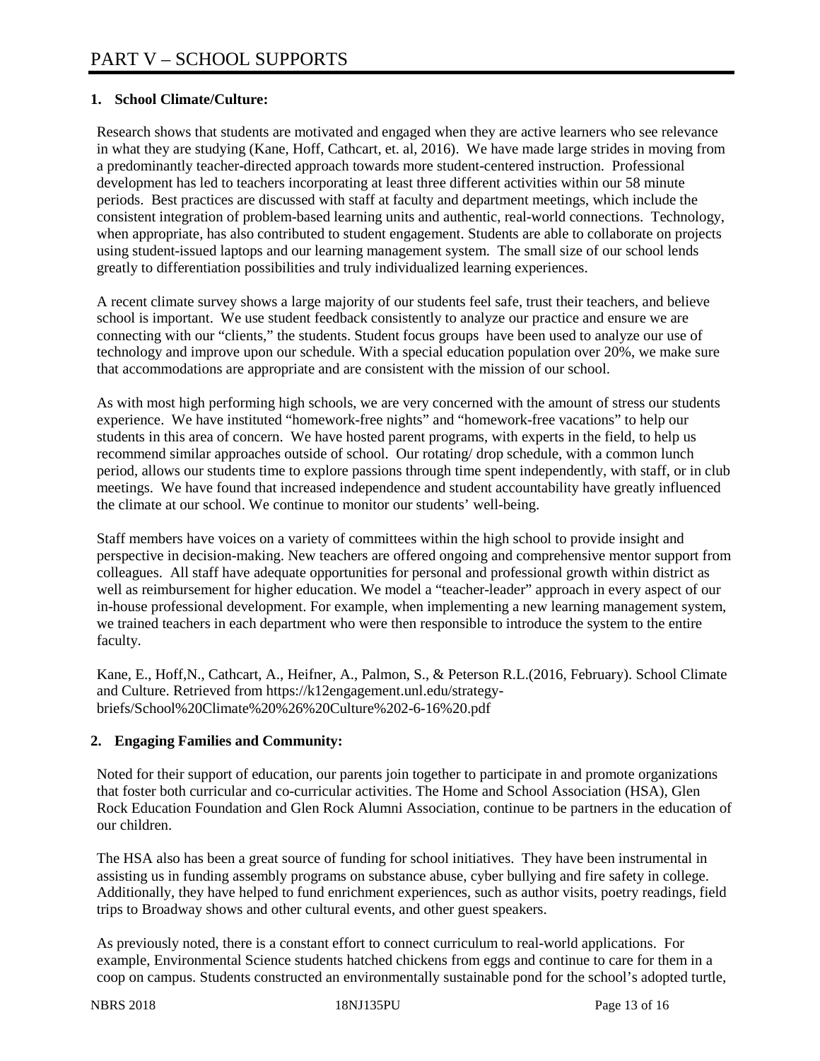# PART V – SCHOOL SUPPORTS

**1. School Climate/Culture:**

Research shows that students are motivated and engaged when they are active learners who see relevance in what they are studying (Kane, Hoff, Cathcart, et. al, 2016). We have made large strides in moving from a predominantly teacher-directed approach towards more student-centered instruction. Professional development has led to teachers incorporating at least three different activities within our 58 minute periods. Best practices are discussed with staff at faculty and department meetings, which include the consistent integration of problem-based learning units and authentic, real-world connections. Technology, when appropriate, has also contributed to student engagement. Students are able to collaborate on projects using student-issued laptops and our learning management system. The small size of our school lends greatly to differentiation possibilities and truly individualized learning experiences.

A recent climate survey shows a large majority of our students feel safe, trust their teachers, and believe school is important. We use student feedback consistently to analyze our practice and ensure we are connecting with our "clients," the students. Student focus groups have been used to analyze our use of technology and improve upon our schedule. With a special education population over 20%, we make sure that accommodations are appropriate and are consistent with the mission of our school.

As with most high performing high schools, we are very concerned with the amount of stress our students experience. We have instituted "homework-free nights" and "homework-free vacations" to help our students in this area of concern. We have hosted parent programs, with experts in the field, to help us recommend similar approaches outside of school. Our rotating/ drop schedule, with a common lunch period, allows our students time to explore passions through time spent independently, with staff, or in club meetings. We have found that increased independence and student accountability have greatly influenced the climate at our school. We continue to monitor our students' well-being.

Staff members have voices on a variety of committees within the high school to provide insight and perspective in decision-making. New teachers are offered ongoing and comprehensive mentor support from colleagues. All staff have adequate opportunities for personal and professional growth within district as well as reimbursement for higher education. We model a "teacher-leader" approach in every aspect of our in-house professional development. For example, when implementing a new learning management system, we trained teachers in each department who were then responsible to introduce the system to the entire faculty.

Kane, E., Hoff,N., Cathcart, A., Heifner, A., Palmon, S., & Peterson R.L.(2016, February). School Climate and Culture. Retrieved from https://k12engagement.unl.edu/strategy-briefs/School%20Climate%20%26%20Culture%202-6-16%20.pdf

**2. Engaging Families and Community:**

Noted for their support of education, our parents join together to participate in and promote organizations that foster both curricular and co-curricular activities. The Home and School Association (HSA), Glen Rock Education Foundation and Glen Rock Alumni Association, continue to be partners in the education of our children.

The HSA also has been a great source of funding for school initiatives. They have been instrumental in assisting us in funding assembly programs on substance abuse, cyber bullying and fire safety in college. Additionally, they have helped to fund enrichment experiences, such as author visits, poetry readings, field trips to Broadway shows and other cultural events, and other guest speakers.

As previously noted, there is a constant effort to connect curriculum to real-world applications. For example, Environmental Science students hatched chickens from eggs and continue to care for them in a coop on campus. Students constructed an environmentally sustainable pond for the school's adopted turtle,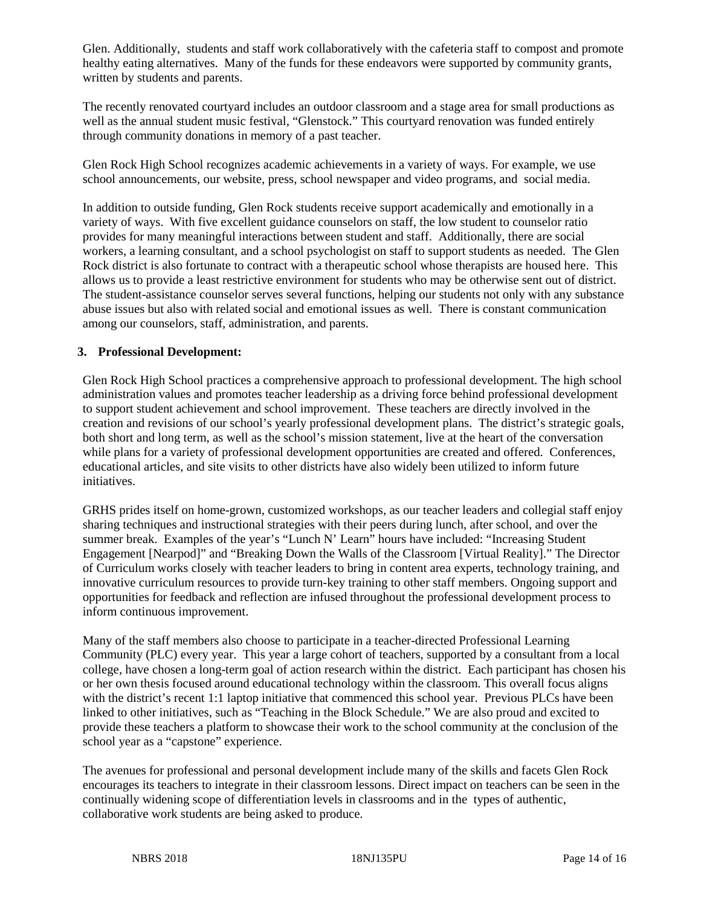Glen. Additionally, students and staff work collaboratively with the cafeteria staff to compost and promote healthy eating alternatives. Many of the funds for these endeavors were supported by community grants, written by students and parents.

The recently renovated courtyard includes an outdoor classroom and a stage area for small productions as well as the annual student music festival, "Glenstock." This courtyard renovation was funded entirely through community donations in memory of a past teacher.

Glen Rock High School recognizes academic achievements in a variety of ways. For example, we use school announcements, our website, press, school newspaper and video programs, and social media.

In addition to outside funding, Glen Rock students receive support academically and emotionally in a variety of ways. With five excellent guidance counselors on staff, the low student to counselor ratio provides for many meaningful interactions between student and staff. Additionally, there are social workers, a learning consultant, and a school psychologist on staff to support students as needed. The Glen Rock district is also fortunate to contract with a therapeutic school whose therapists are housed here. This allows us to provide a least restrictive environment for students who may be otherwise sent out of district. The student-assistance counselor serves several functions, helping our students not only with any substance abuse issues but also with related social and emotional issues as well. There is constant communication among our counselors, staff, administration, and parents.

**3. Professional Development:**

Glen Rock High School practices a comprehensive approach to professional development. The high school administration values and promotes teacher leadership as a driving force behind professional development to support student achievement and school improvement. These teachers are directly involved in the creation and revisions of our school's yearly professional development plans. The district's strategic goals, both short and long term, as well as the school's mission statement, live at the heart of the conversation while plans for a variety of professional development opportunities are created and offered. Conferences, educational articles, and site visits to other districts have also widely been utilized to inform future initiatives.

GRHS prides itself on home-grown, customized workshops, as our teacher leaders and collegial staff enjoy sharing techniques and instructional strategies with their peers during lunch, after school, and over the summer break. Examples of the year's "Lunch N' Learn" hours have included: "Increasing Student Engagement [Nearpod]" and "Breaking Down the Walls of the Classroom [Virtual Reality]." The Director of Curriculum works closely with teacher leaders to bring in content area experts, technology training, and innovative curriculum resources to provide turn-key training to other staff members. Ongoing support and opportunities for feedback and reflection are infused throughout the professional development process to inform continuous improvement.

Many of the staff members also choose to participate in a teacher-directed Professional Learning Community (PLC) every year. This year a large cohort of teachers, supported by a consultant from a local college, have chosen a long-term goal of action research within the district. Each participant has chosen his or her own thesis focused around educational technology within the classroom. This overall focus aligns with the district's recent 1:1 laptop initiative that commenced this school year. Previous PLCs have been linked to other initiatives, such as "Teaching in the Block Schedule." We are also proud and excited to provide these teachers a platform to showcase their work to the school community at the conclusion of the school year as a "capstone" experience.

The avenues for professional and personal development include many of the skills and facets Glen Rock encourages its teachers to integrate in their classroom lessons. Direct impact on teachers can be seen in the continually widening scope of differentiation levels in classrooms and in the types of authentic, collaborative work students are being asked to produce.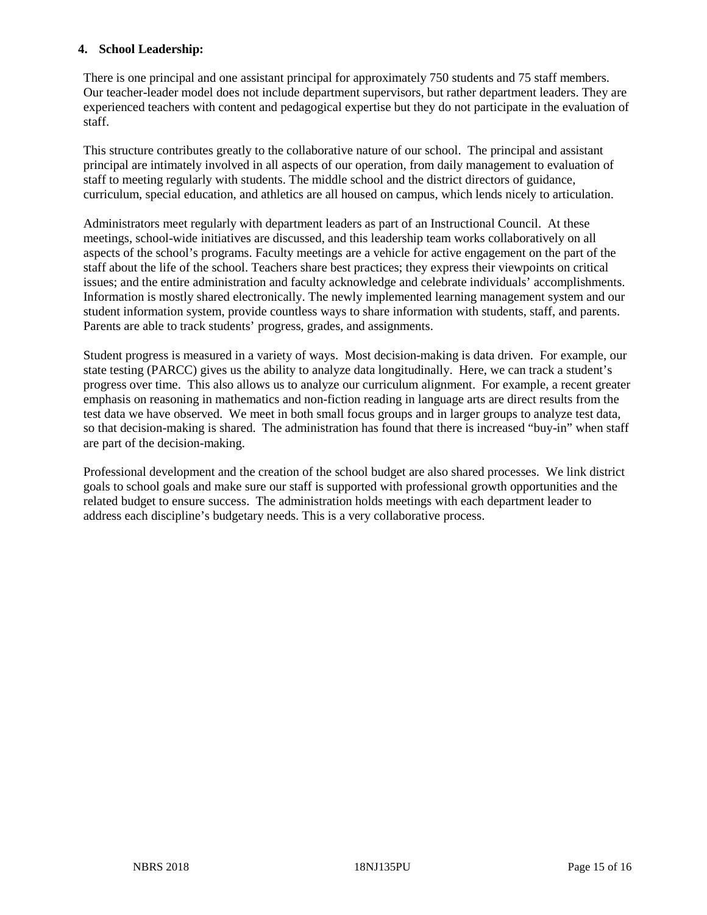**4. School Leadership:**

There is one principal and one assistant principal for approximately 750 students and 75 staff members. Our teacher-leader model does not include department supervisors, but rather department leaders. They are experienced teachers with content and pedagogical expertise but they do not participate in the evaluation of staff.

This structure contributes greatly to the collaborative nature of our school. The principal and assistant principal are intimately involved in all aspects of our operation, from daily management to evaluation of staff to meeting regularly with students. The middle school and the district directors of guidance, curriculum, special education, and athletics are all housed on campus, which lends nicely to articulation.

Administrators meet regularly with department leaders as part of an Instructional Council. At these meetings, school-wide initiatives are discussed, and this leadership team works collaboratively on all aspects of the school's programs. Faculty meetings are a vehicle for active engagement on the part of the staff about the life of the school. Teachers share best practices; they express their viewpoints on critical issues; and the entire administration and faculty acknowledge and celebrate individuals' accomplishments. Information is mostly shared electronically. The newly implemented learning management system and our student information system, provide countless ways to share information with students, staff, and parents. Parents are able to track students' progress, grades, and assignments.

Student progress is measured in a variety of ways. Most decision-making is data driven. For example, our state testing (PARCC) gives us the ability to analyze data longitudinally. Here, we can track a student's progress over time. This also allows us to analyze our curriculum alignment. For example, a recent greater emphasis on reasoning in mathematics and non-fiction reading in language arts are direct results from the test data we have observed. We meet in both small focus groups and in larger groups to analyze test data, so that decision-making is shared. The administration has found that there is increased "buy-in" when staff are part of the decision-making.

Professional development and the creation of the school budget are also shared processes. We link district goals to school goals and make sure our staff is supported with professional growth opportunities and the related budget to ensure success. The administration holds meetings with each department leader to address each discipline's budgetary needs. This is a very collaborative process.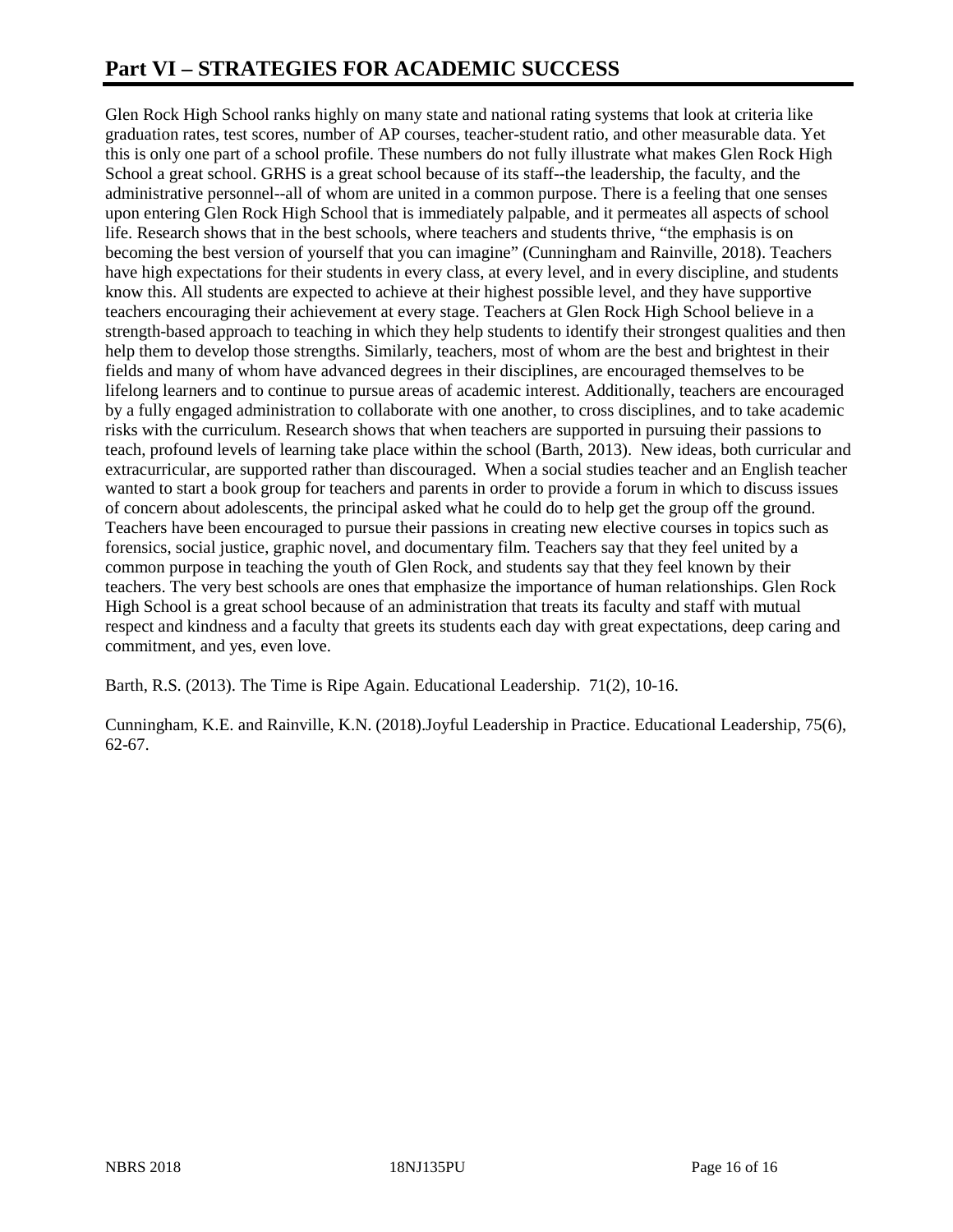# Part VI – STRATEGIES FOR ACADEMIC SUCCESS

Glen Rock High School ranks highly on many state and national rating systems that look at criteria like graduation rates, test scores, number of AP courses, teacher-student ratio, and other measurable data. Yet this is only one part of a school profile. These numbers do not fully illustrate what makes Glen Rock High School a great school. GRHS is a great school because of its staff--the leadership, the faculty, and the administrative personnel--all of whom are united in a common purpose. There is a feeling that one senses upon entering Glen Rock High School that is immediately palpable, and it permeates all aspects of school life. Research shows that in the best schools, where teachers and students thrive, "the emphasis is on becoming the best version of yourself that you can imagine" (Cunningham and Rainville, 2018). Teachers have high expectations for their students in every class, at every level, and in every discipline, and students know this. All students are expected to achieve at their highest possible level, and they have supportive teachers encouraging their achievement at every stage. Teachers at Glen Rock High School believe in a strength-based approach to teaching in which they help students to identify their strongest qualities and then help them to develop those strengths. Similarly, teachers, most of whom are the best and brightest in their fields and many of whom have advanced degrees in their disciplines, are encouraged themselves to be lifelong learners and to continue to pursue areas of academic interest. Additionally, teachers are encouraged by a fully engaged administration to collaborate with one another, to cross disciplines, and to take academic risks with the curriculum. Research shows that when teachers are supported in pursuing their passions to teach, profound levels of learning take place within the school (Barth, 2013). New ideas, both curricular and extracurricular, are supported rather than discouraged. When a social studies teacher and an English teacher wanted to start a book group for teachers and parents in order to provide a forum in which to discuss issues of concern about adolescents, the principal asked what he could do to help get the group off the ground. Teachers have been encouraged to pursue their passions in creating new elective courses in topics such as forensics, social justice, graphic novel, and documentary film. Teachers say that they feel united by a common purpose in teaching the youth of Glen Rock, and students say that they feel known by their teachers. The very best schools are ones that emphasize the importance of human relationships. Glen Rock High School is a great school because of an administration that treats its faculty and staff with mutual respect and kindness and a faculty that greets its students each day with great expectations, deep caring and commitment, and yes, even love.

Barth, R.S. (2013). The Time is Ripe Again. Educational Leadership. 71(2), 10-16.

Cunningham, K.E. and Rainville, K.N. (2018).Joyful Leadership in Practice. Educational Leadership, 75(6), 62-67.